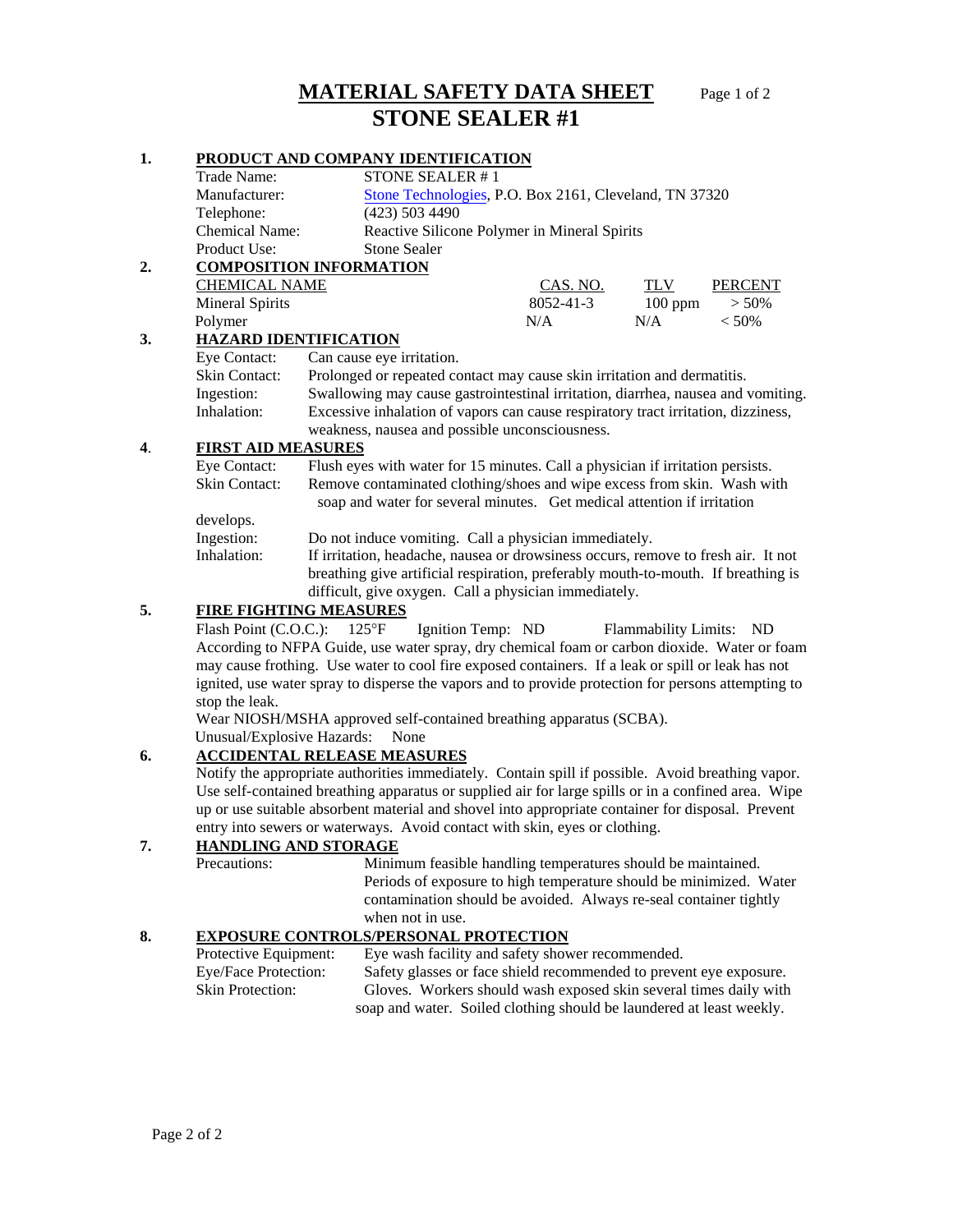# MATERIAL SAFETY DATA SHEET
# STONE SEALER #1

## 1. PRODUCT AND COMPANY IDENTIFICATION

| | |
|---|---|
| Trade Name: | STONE SEALER # 1 |
| Manufacturer: | Stone Technologies, P.O. Box 2161, Cleveland, TN 37320 |
| Telephone: | (423) 503 4490 |
| Chemical Name: | Reactive Silicone Polymer in Mineral Spirits |
| Product Use: | Stone Sealer |

## 2. COMPOSITION INFORMATION

| CHEMICAL NAME | CAS. NO. | TLV | PERCENT |
|---|---|---|---|
| Mineral Spirits | 8052-41-3 | 100 ppm | > 50% |
| Polymer | N/A | N/A | < 50% |

## 3. HAZARD IDENTIFICATION

| | |
|---|---|
| Eye Contact: | Can cause eye irritation. |
| Skin Contact: | Prolonged or repeated contact may cause skin irritation and dermatitis. |
| Ingestion: | Swallowing may cause gastrointestinal irritation, diarrhea, nausea and vomiting. |
| Inhalation: | Excessive inhalation of vapors can cause respiratory tract irritation, dizziness, weakness, nausea and possible unconsciousness. |

## 4. FIRST AID MEASURES

| | |
|---|---|
| Eye Contact: | Flush eyes with water for 15 minutes. Call a physician if irritation persists. |
| Skin Contact: | Remove contaminated clothing/shoes and wipe excess from skin. Wash with soap and water for several minutes. Get medical attention if irritation develops. |
| Ingestion: | Do not induce vomiting. Call a physician immediately. |
| Inhalation: | If irritation, headache, nausea or drowsiness occurs, remove to fresh air. It not breathing give artificial respiration, preferably mouth-to-mouth. If breathing is difficult, give oxygen. Call a physician immediately. |

## 5. FIRE FIGHTING MEASURES

Flash Point (C.O.C.): 125°F  Ignition Temp: ND  Flammability Limits: ND

According to NFPA Guide, use water spray, dry chemical foam or carbon dioxide. Water or foam may cause frothing. Use water to cool fire exposed containers. If a leak or spill or leak has not ignited, use water spray to disperse the vapors and to provide protection for persons attempting to stop the leak.

Wear NIOSH/MSHA approved self-contained breathing apparatus (SCBA).

Unusual/Explosive Hazards: None

## 6. ACCIDENTAL RELEASE MEASURES

Notify the appropriate authorities immediately. Contain spill if possible. Avoid breathing vapor. Use self-contained breathing apparatus or supplied air for large spills or in a confined area. Wipe up or use suitable absorbent material and shovel into appropriate container for disposal. Prevent entry into sewers or waterways. Avoid contact with skin, eyes or clothing.

## 7. HANDLING AND STORAGE

| | |
|---|---|
| Precautions: | Minimum feasible handling temperatures should be maintained. Periods of exposure to high temperature should be minimized. Water contamination should be avoided. Always re-seal container tightly when not in use. |

## 8. EXPOSURE CONTROLS/PERSONAL PROTECTION

| | |
|---|---|
| Protective Equipment: | Eye wash facility and safety shower recommended. |
| Eye/Face Protection: | Safety glasses or face shield recommended to prevent eye exposure. |
| Skin Protection: | Gloves. Workers should wash exposed skin several times daily with soap and water. Soiled clothing should be laundered at least weekly. |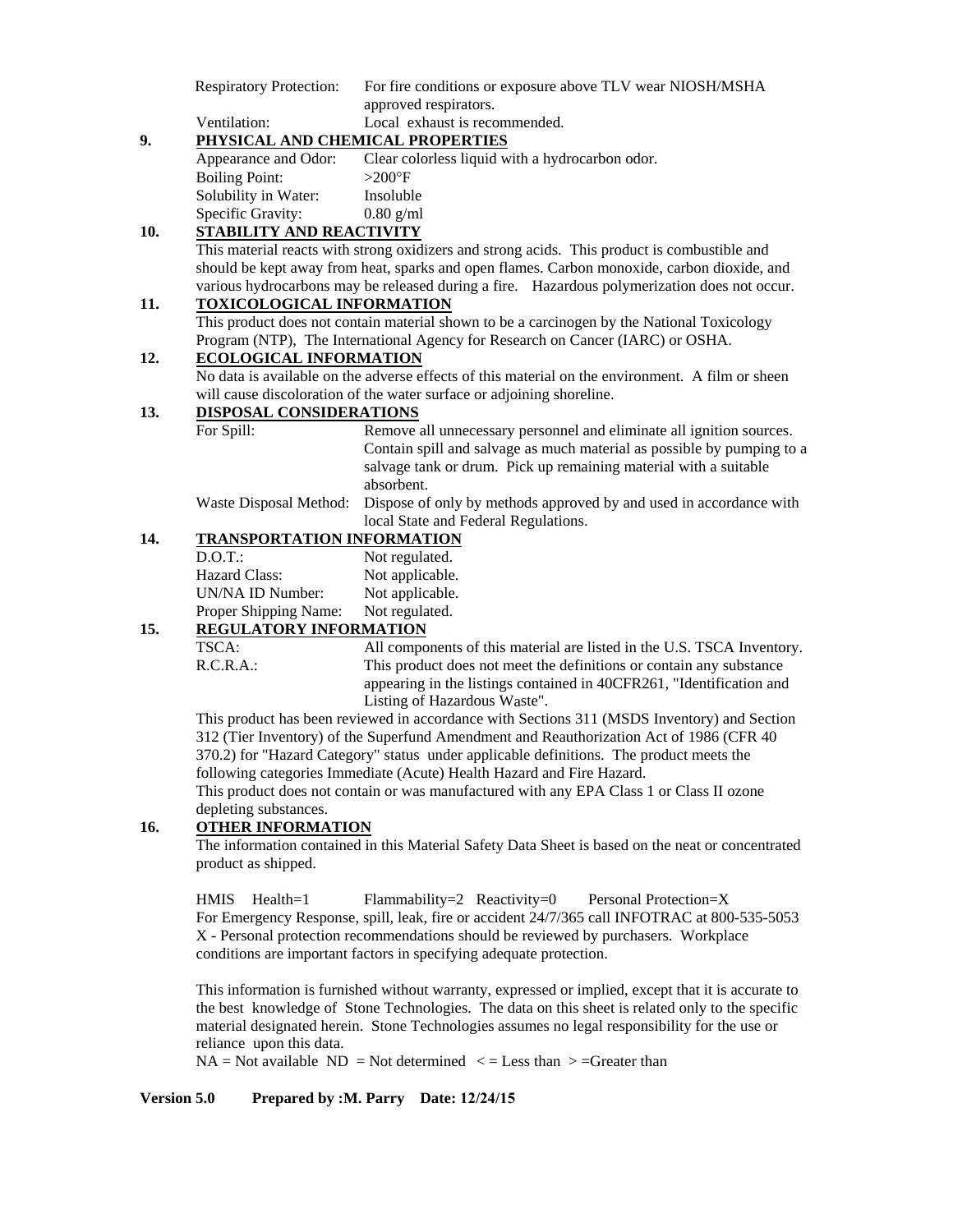Respiratory Protection: For fire conditions or exposure above TLV wear NIOSH/MSHA approved respirators.

Ventilation: Local exhaust is recommended.

## 9. PHYSICAL AND CHEMICAL PROPERTIES

| | |
|---|---|
| Appearance and Odor: | Clear colorless liquid with a hydrocarbon odor. |
| Boiling Point: | >200°F |
| Solubility in Water: | Insoluble |
| Specific Gravity: | 0.80 g/ml |

## 10. STABILITY AND REACTIVITY

This material reacts with strong oxidizers and strong acids. This product is combustible and should be kept away from heat, sparks and open flames. Carbon monoxide, carbon dioxide, and various hydrocarbons may be released during a fire. Hazardous polymerization does not occur.

## 11. TOXICOLOGICAL INFORMATION

This product does not contain material shown to be a carcinogen by the National Toxicology Program (NTP), The International Agency for Research on Cancer (IARC) or OSHA.

## 12. ECOLOGICAL INFORMATION

No data is available on the adverse effects of this material on the environment. A film or sheen will cause discoloration of the water surface or adjoining shoreline.

## 13. DISPOSAL CONSIDERATIONS

| | |
|---|---|
| For Spill: | Remove all unnecessary personnel and eliminate all ignition sources. Contain spill and salvage as much material as possible by pumping to a salvage tank or drum. Pick up remaining material with a suitable absorbent. |
| Waste Disposal Method: | Dispose of only by methods approved by and used in accordance with local State and Federal Regulations. |

## 14. TRANSPORTATION INFORMATION

| | |
|---|---|
| D.O.T.: | Not regulated. |
| Hazard Class: | Not applicable. |
| UN/NA ID Number: | Not applicable. |
| Proper Shipping Name: | Not regulated. |

## 15. REGULATORY INFORMATION

| | |
|---|---|
| TSCA: | All components of this material are listed in the U.S. TSCA Inventory. |
| R.C.R.A.: | This product does not meet the definitions or contain any substance appearing in the listings contained in 40CFR261, "Identification and Listing of Hazardous Waste". |

This product has been reviewed in accordance with Sections 311 (MSDS Inventory) and Section 312 (Tier Inventory) of the Superfund Amendment and Reauthorization Act of 1986 (CFR 40 370.2) for "Hazard Category" status under applicable definitions. The product meets the following categories Immediate (Acute) Health Hazard and Fire Hazard.

This product does not contain or was manufactured with any EPA Class 1 or Class II ozone depleting substances.

## 16. OTHER INFORMATION

The information contained in this Material Safety Data Sheet is based on the neat or concentrated product as shipped.

HMIS Health=1 Flammability=2 Reactivity=0 Personal Protection=X

For Emergency Response, spill, leak, fire or accident 24/7/365 call INFOTRAC at 800-535-5053

X - Personal protection recommendations should be reviewed by purchasers. Workplace conditions are important factors in specifying adequate protection.

This information is furnished without warranty, expressed or implied, except that it is accurate to the best knowledge of Stone Technologies. The data on this sheet is related only to the specific material designated herein. Stone Technologies assumes no legal responsibility for the use or reliance upon this data.

NA = Not available ND = Not determined < = Less than > =Greater than

**Version 5.0 Prepared by :M. Parry Date: 12/24/15**